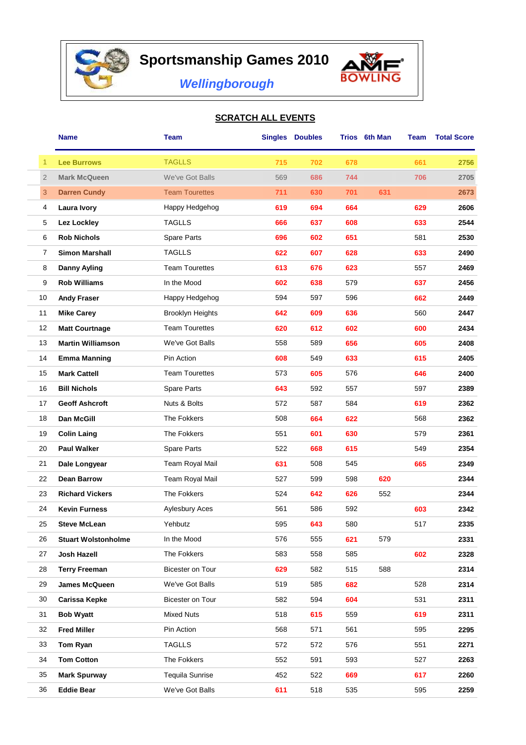# Sportsmanship Games 2010

## *Wellingborough*

AMF BOWLING

**SCRATCH ALL EVENTS**

| | Name | Team | Singles | Doubles | Trios | 6th Man | Team | Total Score |
|---|---|---|---|---|---|---|---|---|
| 1 | **Lee Burrows** | TAGLLS | 715 | 702 | 678 | | 661 | **2756** |
| 2 | **Mark McQueen** | We've Got Balls | 569 | 686 | 744 | | 706 | **2705** |
| 3 | **Darren Cundy** | Team Tourettes | 711 | 630 | 701 | 631 | | **2673** |
| 4 | **Laura Ivory** | Happy Hedgehog | 619 | 694 | 664 | | 629 | **2606** |
| 5 | **Lez Lockley** | TAGLLS | 666 | 637 | 608 | | 633 | **2544** |
| 6 | **Rob Nichols** | Spare Parts | 696 | 602 | 651 | | 581 | **2530** |
| 7 | **Simon Marshall** | TAGLLS | 622 | 607 | 628 | | 633 | **2490** |
| 8 | **Danny Ayling** | Team Tourettes | 613 | 676 | 623 | | 557 | **2469** |
| 9 | **Rob Williams** | In the Mood | 602 | 638 | 579 | | 637 | **2456** |
| 10 | **Andy Fraser** | Happy Hedgehog | 594 | 597 | 596 | | 662 | **2449** |
| 11 | **Mike Carey** | Brooklyn Heights | 642 | 609 | 636 | | 560 | **2447** |
| 12 | **Matt Courtnage** | Team Tourettes | 620 | 612 | 602 | | 600 | **2434** |
| 13 | **Martin Williamson** | We've Got Balls | 558 | 589 | 656 | | 605 | **2408** |
| 14 | **Emma Manning** | Pin Action | 608 | 549 | 633 | | 615 | **2405** |
| 15 | **Mark Cattell** | Team Tourettes | 573 | 605 | 576 | | 646 | **2400** |
| 16 | **Bill Nichols** | Spare Parts | 643 | 592 | 557 | | 597 | **2389** |
| 17 | **Geoff Ashcroft** | Nuts & Bolts | 572 | 587 | 584 | | 619 | **2362** |
| 18 | **Dan McGill** | The Fokkers | 508 | 664 | 622 | | 568 | **2362** |
| 19 | **Colin Laing** | The Fokkers | 551 | 601 | 630 | | 579 | **2361** |
| 20 | **Paul Walker** | Spare Parts | 522 | 668 | 615 | | 549 | **2354** |
| 21 | **Dale Longyear** | Team Royal Mail | 631 | 508 | 545 | | 665 | **2349** |
| 22 | **Dean Barrow** | Team Royal Mail | 527 | 599 | 598 | 620 | | **2344** |
| 23 | **Richard Vickers** | The Fokkers | 524 | 642 | 626 | 552 | | **2344** |
| 24 | **Kevin Furness** | Aylesbury Aces | 561 | 586 | 592 | | 603 | **2342** |
| 25 | **Steve McLean** | Yehbutz | 595 | 643 | 580 | | 517 | **2335** |
| 26 | **Stuart Wolstonholme** | In the Mood | 576 | 555 | 621 | 579 | | **2331** |
| 27 | **Josh Hazell** | The Fokkers | 583 | 558 | 585 | | 602 | **2328** |
| 28 | **Terry Freeman** | Bicester on Tour | 629 | 582 | 515 | 588 | | **2314** |
| 29 | **James McQueen** | We've Got Balls | 519 | 585 | 682 | | 528 | **2314** |
| 30 | **Carissa Kepke** | Bicester on Tour | 582 | 594 | 604 | | 531 | **2311** |
| 31 | **Bob Wyatt** | Mixed Nuts | 518 | 615 | 559 | | 619 | **2311** |
| 32 | **Fred Miller** | Pin Action | 568 | 571 | 561 | | 595 | **2295** |
| 33 | **Tom Ryan** | TAGLLS | 572 | 572 | 576 | | 551 | **2271** |
| 34 | **Tom Cotton** | The Fokkers | 552 | 591 | 593 | | 527 | **2263** |
| 35 | **Mark Spurway** | Tequila Sunrise | 452 | 522 | 669 | | 617 | **2260** |
| 36 | **Eddie Bear** | We've Got Balls | 611 | 518 | 535 | | 595 | **2259** |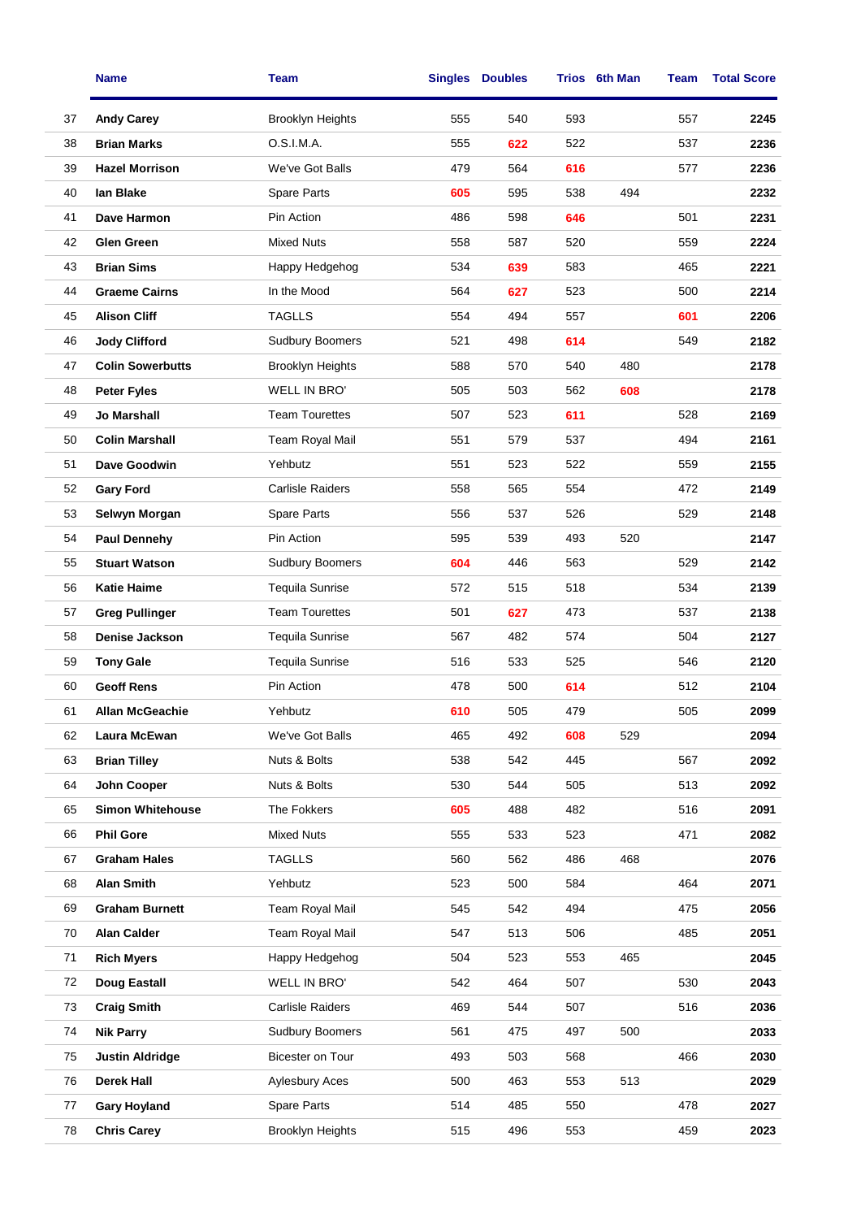| | Name | Team | Singles | Doubles | Trios | 6th Man | Team | Total Score |
|---|---|---|---|---|---|---|---|---|
| 37 | **Andy Carey** | Brooklyn Heights | 555 | 540 | 593 | | 557 | **2245** |
| 38 | **Brian Marks** | O.S.I.M.A. | 555 | **622** | 522 | | 537 | **2236** |
| 39 | **Hazel Morrison** | We've Got Balls | 479 | 564 | **616** | | 577 | **2236** |
| 40 | **Ian Blake** | Spare Parts | **605** | 595 | 538 | 494 | | **2232** |
| 41 | **Dave Harmon** | Pin Action | 486 | 598 | **646** | | 501 | **2231** |
| 42 | **Glen Green** | Mixed Nuts | 558 | 587 | 520 | | 559 | **2224** |
| 43 | **Brian Sims** | Happy Hedgehog | 534 | **639** | 583 | | 465 | **2221** |
| 44 | **Graeme Cairns** | In the Mood | 564 | **627** | 523 | | 500 | **2214** |
| 45 | **Alison Cliff** | TAGLLS | 554 | 494 | 557 | | **601** | **2206** |
| 46 | **Jody Clifford** | Sudbury Boomers | 521 | 498 | **614** | | 549 | **2182** |
| 47 | **Colin Sowerbutts** | Brooklyn Heights | 588 | 570 | 540 | 480 | | **2178** |
| 48 | **Peter Fyles** | WELL IN BRO' | 505 | 503 | 562 | **608** | | **2178** |
| 49 | **Jo Marshall** | Team Tourettes | 507 | 523 | **611** | | 528 | **2169** |
| 50 | **Colin Marshall** | Team Royal Mail | 551 | 579 | 537 | | 494 | **2161** |
| 51 | **Dave Goodwin** | Yehbutz | 551 | 523 | 522 | | 559 | **2155** |
| 52 | **Gary Ford** | Carlisle Raiders | 558 | 565 | 554 | | 472 | **2149** |
| 53 | **Selwyn Morgan** | Spare Parts | 556 | 537 | 526 | | 529 | **2148** |
| 54 | **Paul Dennehy** | Pin Action | 595 | 539 | 493 | 520 | | **2147** |
| 55 | **Stuart Watson** | Sudbury Boomers | **604** | 446 | 563 | | 529 | **2142** |
| 56 | **Katie Haime** | Tequila Sunrise | 572 | 515 | 518 | | 534 | **2139** |
| 57 | **Greg Pullinger** | Team Tourettes | 501 | **627** | 473 | | 537 | **2138** |
| 58 | **Denise Jackson** | Tequila Sunrise | 567 | 482 | 574 | | 504 | **2127** |
| 59 | **Tony Gale** | Tequila Sunrise | 516 | 533 | 525 | | 546 | **2120** |
| 60 | **Geoff Rens** | Pin Action | 478 | 500 | **614** | | 512 | **2104** |
| 61 | **Allan McGeachie** | Yehbutz | **610** | 505 | 479 | | 505 | **2099** |
| 62 | **Laura McEwan** | We've Got Balls | 465 | 492 | **608** | 529 | | **2094** |
| 63 | **Brian Tilley** | Nuts & Bolts | 538 | 542 | 445 | | 567 | **2092** |
| 64 | **John Cooper** | Nuts & Bolts | 530 | 544 | 505 | | 513 | **2092** |
| 65 | **Simon Whitehouse** | The Fokkers | **605** | 488 | 482 | | 516 | **2091** |
| 66 | **Phil Gore** | Mixed Nuts | 555 | 533 | 523 | | 471 | **2082** |
| 67 | **Graham Hales** | TAGLLS | 560 | 562 | 486 | 468 | | **2076** |
| 68 | **Alan Smith** | Yehbutz | 523 | 500 | 584 | | 464 | **2071** |
| 69 | **Graham Burnett** | Team Royal Mail | 545 | 542 | 494 | | 475 | **2056** |
| 70 | **Alan Calder** | Team Royal Mail | 547 | 513 | 506 | | 485 | **2051** |
| 71 | **Rich Myers** | Happy Hedgehog | 504 | 523 | 553 | 465 | | **2045** |
| 72 | **Doug Eastall** | WELL IN BRO' | 542 | 464 | 507 | | 530 | **2043** |
| 73 | **Craig Smith** | Carlisle Raiders | 469 | 544 | 507 | | 516 | **2036** |
| 74 | **Nik Parry** | Sudbury Boomers | 561 | 475 | 497 | 500 | | **2033** |
| 75 | **Justin Aldridge** | Bicester on Tour | 493 | 503 | 568 | | 466 | **2030** |
| 76 | **Derek Hall** | Aylesbury Aces | 500 | 463 | 553 | 513 | | **2029** |
| 77 | **Gary Hoyland** | Spare Parts | 514 | 485 | 550 | | 478 | **2027** |
| 78 | **Chris Carey** | Brooklyn Heights | 515 | 496 | 553 | | 459 | **2023** |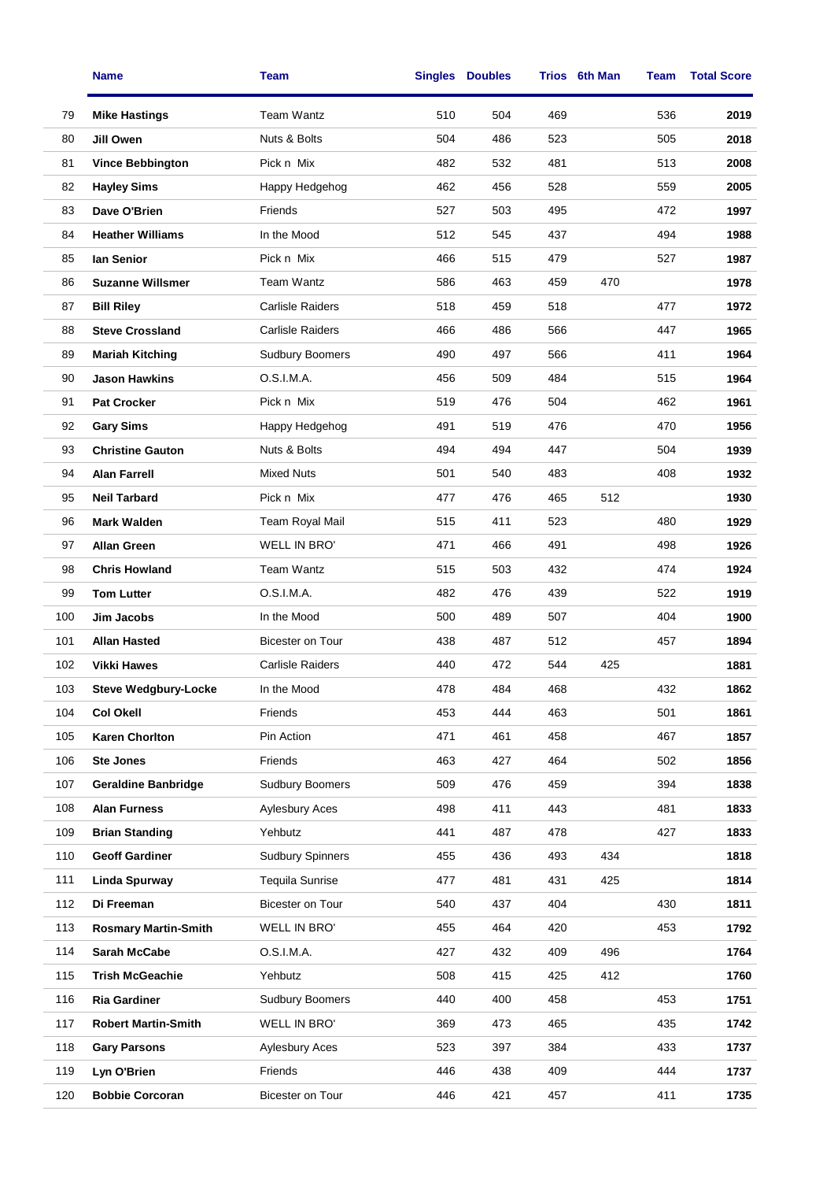|  | Name | Team | Singles | Doubles | Trios | 6th Man | Team | Total Score |
|---|---|---|---|---|---|---|---|---|
| 79 | **Mike Hastings** | Team Wantz | 510 | 504 | 469 |  | 536 | **2019** |
| 80 | **Jill Owen** | Nuts & Bolts | 504 | 486 | 523 |  | 505 | **2018** |
| 81 | **Vince Bebbington** | Pick n Mix | 482 | 532 | 481 |  | 513 | **2008** |
| 82 | **Hayley Sims** | Happy Hedgehog | 462 | 456 | 528 |  | 559 | **2005** |
| 83 | **Dave O'Brien** | Friends | 527 | 503 | 495 |  | 472 | **1997** |
| 84 | **Heather Williams** | In the Mood | 512 | 545 | 437 |  | 494 | **1988** |
| 85 | **Ian Senior** | Pick n Mix | 466 | 515 | 479 |  | 527 | **1987** |
| 86 | **Suzanne Willsmer** | Team Wantz | 586 | 463 | 459 | 470 |  | **1978** |
| 87 | **Bill Riley** | Carlisle Raiders | 518 | 459 | 518 |  | 477 | **1972** |
| 88 | **Steve Crossland** | Carlisle Raiders | 466 | 486 | 566 |  | 447 | **1965** |
| 89 | **Mariah Kitching** | Sudbury Boomers | 490 | 497 | 566 |  | 411 | **1964** |
| 90 | **Jason Hawkins** | O.S.I.M.A. | 456 | 509 | 484 |  | 515 | **1964** |
| 91 | **Pat Crocker** | Pick n Mix | 519 | 476 | 504 |  | 462 | **1961** |
| 92 | **Gary Sims** | Happy Hedgehog | 491 | 519 | 476 |  | 470 | **1956** |
| 93 | **Christine Gauton** | Nuts & Bolts | 494 | 494 | 447 |  | 504 | **1939** |
| 94 | **Alan Farrell** | Mixed Nuts | 501 | 540 | 483 |  | 408 | **1932** |
| 95 | **Neil Tarbard** | Pick n Mix | 477 | 476 | 465 | 512 |  | **1930** |
| 96 | **Mark Walden** | Team Royal Mail | 515 | 411 | 523 |  | 480 | **1929** |
| 97 | **Allan Green** | WELL IN BRO' | 471 | 466 | 491 |  | 498 | **1926** |
| 98 | **Chris Howland** | Team Wantz | 515 | 503 | 432 |  | 474 | **1924** |
| 99 | **Tom Lutter** | O.S.I.M.A. | 482 | 476 | 439 |  | 522 | **1919** |
| 100 | **Jim Jacobs** | In the Mood | 500 | 489 | 507 |  | 404 | **1900** |
| 101 | **Allan Hasted** | Bicester on Tour | 438 | 487 | 512 |  | 457 | **1894** |
| 102 | **Vikki Hawes** | Carlisle Raiders | 440 | 472 | 544 | 425 |  | **1881** |
| 103 | **Steve Wedgbury-Locke** | In the Mood | 478 | 484 | 468 |  | 432 | **1862** |
| 104 | **Col Okell** | Friends | 453 | 444 | 463 |  | 501 | **1861** |
| 105 | **Karen Chorlton** | Pin Action | 471 | 461 | 458 |  | 467 | **1857** |
| 106 | **Ste Jones** | Friends | 463 | 427 | 464 |  | 502 | **1856** |
| 107 | **Geraldine Banbridge** | Sudbury Boomers | 509 | 476 | 459 |  | 394 | **1838** |
| 108 | **Alan Furness** | Aylesbury Aces | 498 | 411 | 443 |  | 481 | **1833** |
| 109 | **Brian Standing** | Yehbutz | 441 | 487 | 478 |  | 427 | **1833** |
| 110 | **Geoff Gardiner** | Sudbury Spinners | 455 | 436 | 493 | 434 |  | **1818** |
| 111 | **Linda Spurway** | Tequila Sunrise | 477 | 481 | 431 | 425 |  | **1814** |
| 112 | **Di Freeman** | Bicester on Tour | 540 | 437 | 404 |  | 430 | **1811** |
| 113 | **Rosmary Martin-Smith** | WELL IN BRO' | 455 | 464 | 420 |  | 453 | **1792** |
| 114 | **Sarah McCabe** | O.S.I.M.A. | 427 | 432 | 409 | 496 |  | **1764** |
| 115 | **Trish McGeachie** | Yehbutz | 508 | 415 | 425 | 412 |  | **1760** |
| 116 | **Ria Gardiner** | Sudbury Boomers | 440 | 400 | 458 |  | 453 | **1751** |
| 117 | **Robert Martin-Smith** | WELL IN BRO' | 369 | 473 | 465 |  | 435 | **1742** |
| 118 | **Gary Parsons** | Aylesbury Aces | 523 | 397 | 384 |  | 433 | **1737** |
| 119 | **Lyn O'Brien** | Friends | 446 | 438 | 409 |  | 444 | **1737** |
| 120 | **Bobbie Corcoran** | Bicester on Tour | 446 | 421 | 457 |  | 411 | **1735** |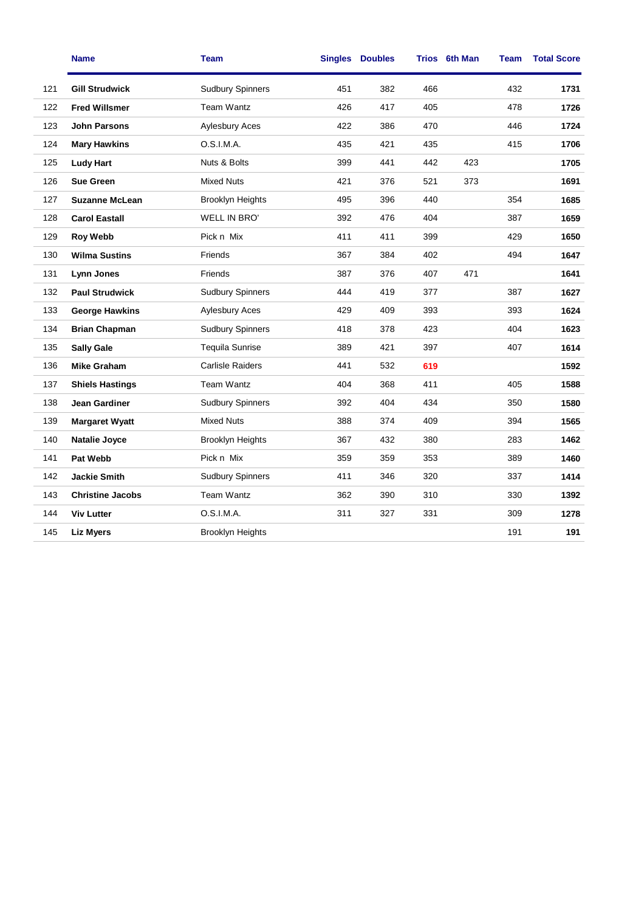| | Name | Team | Singles | Doubles | Trios | 6th Man | Team | Total Score |
|---|---|---|---|---|---|---|---|---|
| 121 | **Gill Strudwick** | Sudbury Spinners | 451 | 382 | 466 | | 432 | **1731** |
| 122 | **Fred Willsmer** | Team Wantz | 426 | 417 | 405 | | 478 | **1726** |
| 123 | **John Parsons** | Aylesbury Aces | 422 | 386 | 470 | | 446 | **1724** |
| 124 | **Mary Hawkins** | O.S.I.M.A. | 435 | 421 | 435 | | 415 | **1706** |
| 125 | **Ludy Hart** | Nuts & Bolts | 399 | 441 | 442 | 423 | | **1705** |
| 126 | **Sue Green** | Mixed Nuts | 421 | 376 | 521 | 373 | | **1691** |
| 127 | **Suzanne McLean** | Brooklyn Heights | 495 | 396 | 440 | | 354 | **1685** |
| 128 | **Carol Eastall** | WELL IN BRO' | 392 | 476 | 404 | | 387 | **1659** |
| 129 | **Roy Webb** | Pick n Mix | 411 | 411 | 399 | | 429 | **1650** |
| 130 | **Wilma Sustins** | Friends | 367 | 384 | 402 | | 494 | **1647** |
| 131 | **Lynn Jones** | Friends | 387 | 376 | 407 | 471 | | **1641** |
| 132 | **Paul Strudwick** | Sudbury Spinners | 444 | 419 | 377 | | 387 | **1627** |
| 133 | **George Hawkins** | Aylesbury Aces | 429 | 409 | 393 | | 393 | **1624** |
| 134 | **Brian Chapman** | Sudbury Spinners | 418 | 378 | 423 | | 404 | **1623** |
| 135 | **Sally Gale** | Tequila Sunrise | 389 | 421 | 397 | | 407 | **1614** |
| 136 | **Mike Graham** | Carlisle Raiders | 441 | 532 | **619** | | | **1592** |
| 137 | **Shiels Hastings** | Team Wantz | 404 | 368 | 411 | | 405 | **1588** |
| 138 | **Jean Gardiner** | Sudbury Spinners | 392 | 404 | 434 | | 350 | **1580** |
| 139 | **Margaret Wyatt** | Mixed Nuts | 388 | 374 | 409 | | 394 | **1565** |
| 140 | **Natalie Joyce** | Brooklyn Heights | 367 | 432 | 380 | | 283 | **1462** |
| 141 | **Pat Webb** | Pick n Mix | 359 | 359 | 353 | | 389 | **1460** |
| 142 | **Jackie Smith** | Sudbury Spinners | 411 | 346 | 320 | | 337 | **1414** |
| 143 | **Christine Jacobs** | Team Wantz | 362 | 390 | 310 | | 330 | **1392** |
| 144 | **Viv Lutter** | O.S.I.M.A. | 311 | 327 | 331 | | 309 | **1278** |
| 145 | **Liz Myers** | Brooklyn Heights | | | | | 191 | **191** |